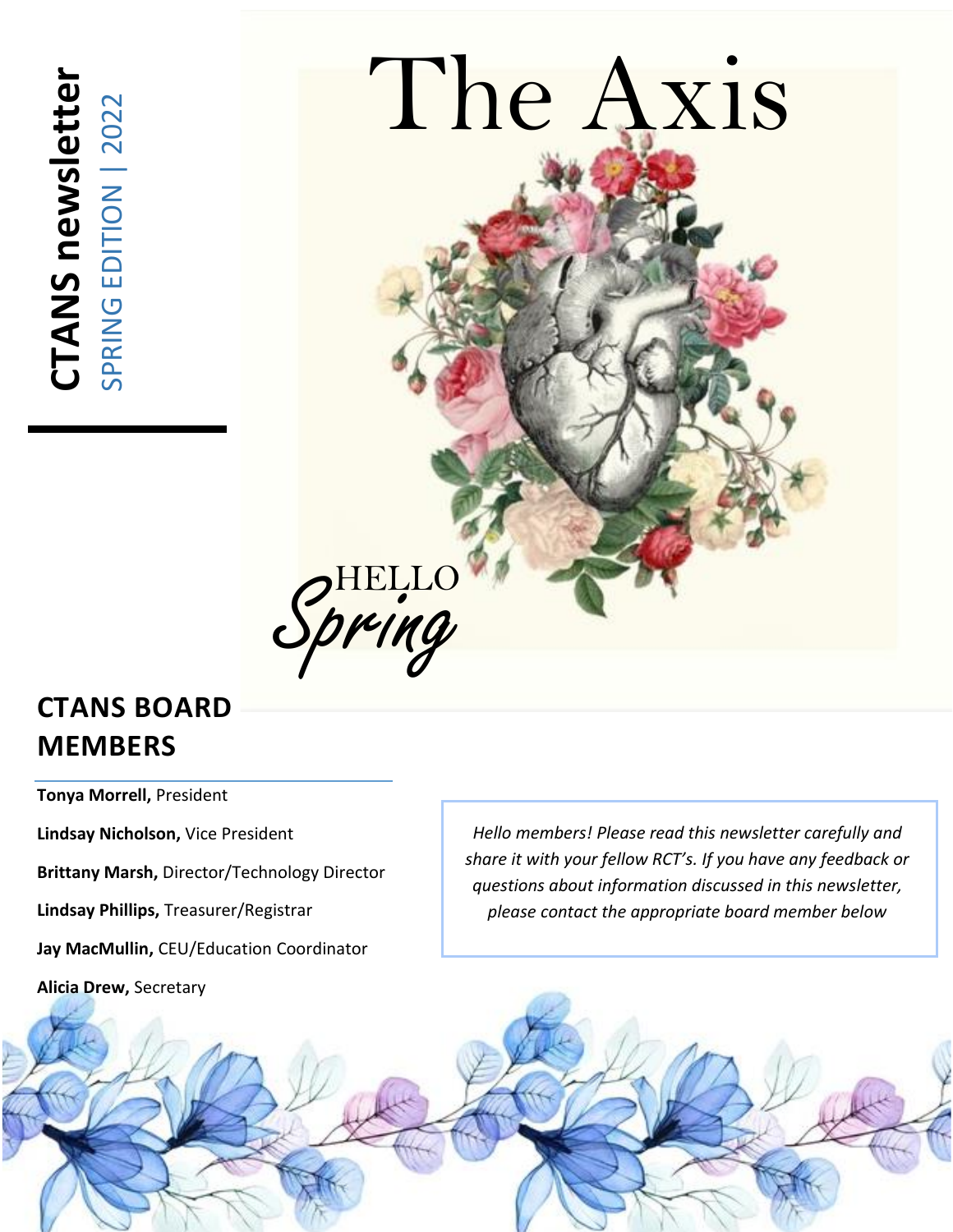# CTANS newsletter

SPRING EDITION | 2022

# The Axis

HELLO Spring

## CTANS BOARD MEMBERS

**Tonya Morrell,** President

**Lindsay Nicholson,** Vice President

**Brittany Marsh,** Director/Technology Director

**Lindsay Phillips,** Treasurer/Registrar

**Jay MacMullin,** CEU/Education Coordinator

**Alicia Drew,** Secretary

*Hello members! Please read this newsletter carefully and share it with your fellow RCT's. If you have any feedback or questions about information discussed in this newsletter, please contact the appropriate board member below*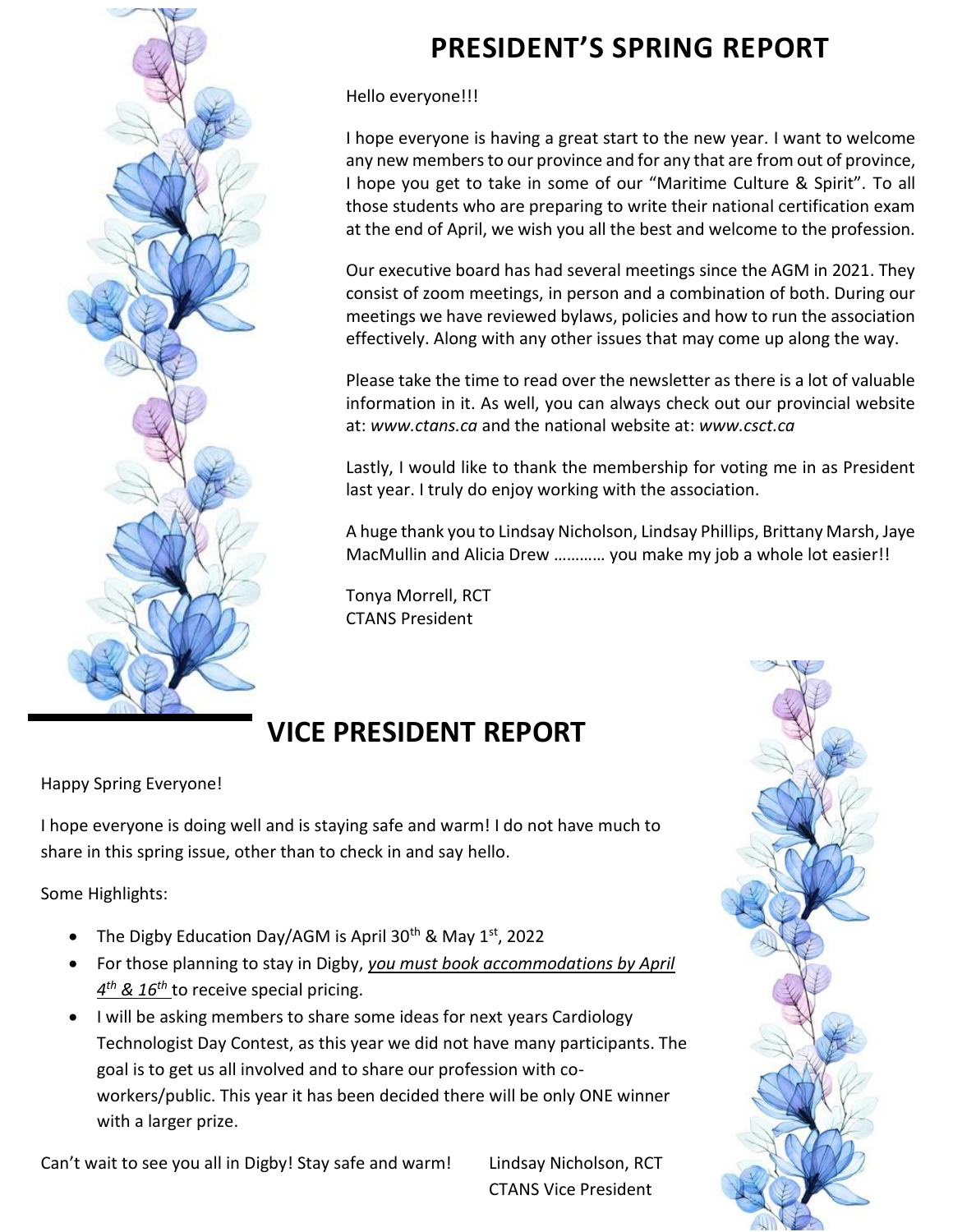# PRESIDENT'S SPRING REPORT

Hello everyone!!!

I hope everyone is having a great start to the new year. I want to welcome any new members to our province and for any that are from out of province, I hope you get to take in some of our "Maritime Culture & Spirit". To all those students who are preparing to write their national certification exam at the end of April, we wish you all the best and welcome to the profession.

Our executive board has had several meetings since the AGM in 2021. They consist of zoom meetings, in person and a combination of both. During our meetings we have reviewed bylaws, policies and how to run the association effectively. Along with any other issues that may come up along the way.

Please take the time to read over the newsletter as there is a lot of valuable information in it. As well, you can always check out our provincial website at: *www.ctans.ca* and the national website at: *www.csct.ca*

Lastly, I would like to thank the membership for voting me in as President last year. I truly do enjoy working with the association.

A huge thank you to Lindsay Nicholson, Lindsay Phillips, Brittany Marsh, Jaye MacMullin and Alicia Drew ………… you make my job a whole lot easier!!

Tonya Morrell, RCT
CTANS President

# VICE PRESIDENT REPORT

Happy Spring Everyone!

I hope everyone is doing well and is staying safe and warm! I do not have much to share in this spring issue, other than to check in and say hello.

Some Highlights:

- The Digby Education Day/AGM is April 30th & May 1st, 2022
- For those planning to stay in Digby, *you must book accommodations by April 4th & 16th* to receive special pricing.
- I will be asking members to share some ideas for next years Cardiology Technologist Day Contest, as this year we did not have many participants. The goal is to get us all involved and to share our profession with co-workers/public. This year it has been decided there will be only ONE winner with a larger prize.

Can't wait to see you all in Digby! Stay safe and warm!

Lindsay Nicholson, RCT
CTANS Vice President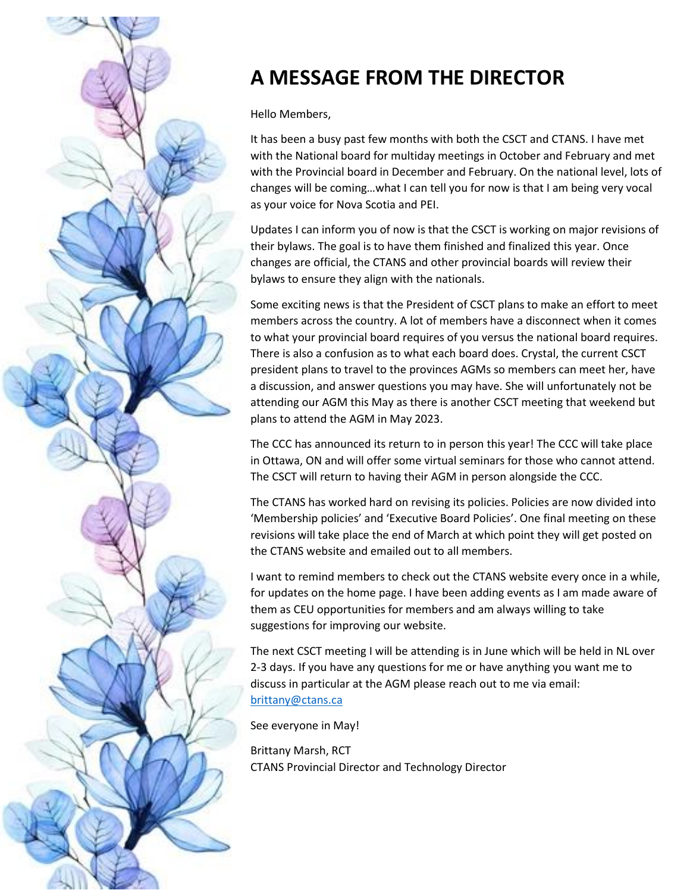# A MESSAGE FROM THE DIRECTOR

Hello Members,

It has been a busy past few months with both the CSCT and CTANS. I have met with the National board for multiday meetings in October and February and met with the Provincial board in December and February. On the national level, lots of changes will be coming…what I can tell you for now is that I am being very vocal as your voice for Nova Scotia and PEI.

Updates I can inform you of now is that the CSCT is working on major revisions of their bylaws. The goal is to have them finished and finalized this year. Once changes are official, the CTANS and other provincial boards will review their bylaws to ensure they align with the nationals.

Some exciting news is that the President of CSCT plans to make an effort to meet members across the country. A lot of members have a disconnect when it comes to what your provincial board requires of you versus the national board requires. There is also a confusion as to what each board does. Crystal, the current CSCT president plans to travel to the provinces AGMs so members can meet her, have a discussion, and answer questions you may have. She will unfortunately not be attending our AGM this May as there is another CSCT meeting that weekend but plans to attend the AGM in May 2023.

The CCC has announced its return to in person this year! The CCC will take place in Ottawa, ON and will offer some virtual seminars for those who cannot attend. The CSCT will return to having their AGM in person alongside the CCC.

The CTANS has worked hard on revising its policies. Policies are now divided into 'Membership policies' and 'Executive Board Policies'. One final meeting on these revisions will take place the end of March at which point they will get posted on the CTANS website and emailed out to all members.

I want to remind members to check out the CTANS website every once in a while, for updates on the home page. I have been adding events as I am made aware of them as CEU opportunities for members and am always willing to take suggestions for improving our website.

The next CSCT meeting I will be attending is in June which will be held in NL over 2-3 days. If you have any questions for me or have anything you want me to discuss in particular at the AGM please reach out to me via email: brittany@ctans.ca

See everyone in May!

Brittany Marsh, RCT
CTANS Provincial Director and Technology Director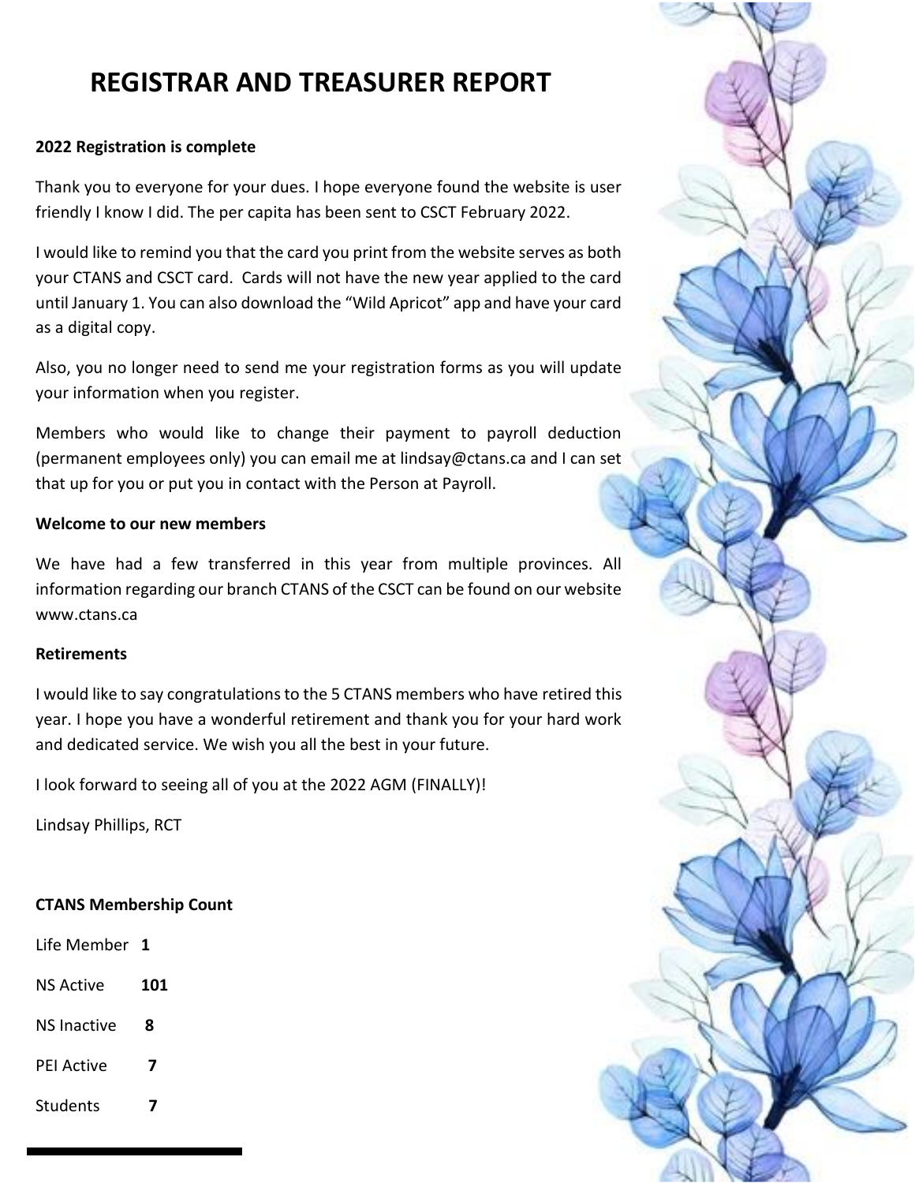# REGISTRAR AND TREASURER REPORT

**2022 Registration is complete**

Thank you to everyone for your dues. I hope everyone found the website is user friendly I know I did. The per capita has been sent to CSCT February 2022.

I would like to remind you that the card you print from the website serves as both your CTANS and CSCT card. Cards will not have the new year applied to the card until January 1. You can also download the "Wild Apricot" app and have your card as a digital copy.

Also, you no longer need to send me your registration forms as you will update your information when you register.

Members who would like to change their payment to payroll deduction (permanent employees only) you can email me at lindsay@ctans.ca and I can set that up for you or put you in contact with the Person at Payroll.

**Welcome to our new members**

We have had a few transferred in this year from multiple provinces. All information regarding our branch CTANS of the CSCT can be found on our website www.ctans.ca

**Retirements**

I would like to say congratulations to the 5 CTANS members who have retired this year. I hope you have a wonderful retirement and thank you for your hard work and dedicated service. We wish you all the best in your future.

I look forward to seeing all of you at the 2022 AGM (FINALLY)!

Lindsay Phillips, RCT

**CTANS Membership Count**

| | |
|---|---|
| Life Member | **1** |
| NS Active | **101** |
| NS Inactive | **8** |
| PEI Active | **7** |
| Students | **7** |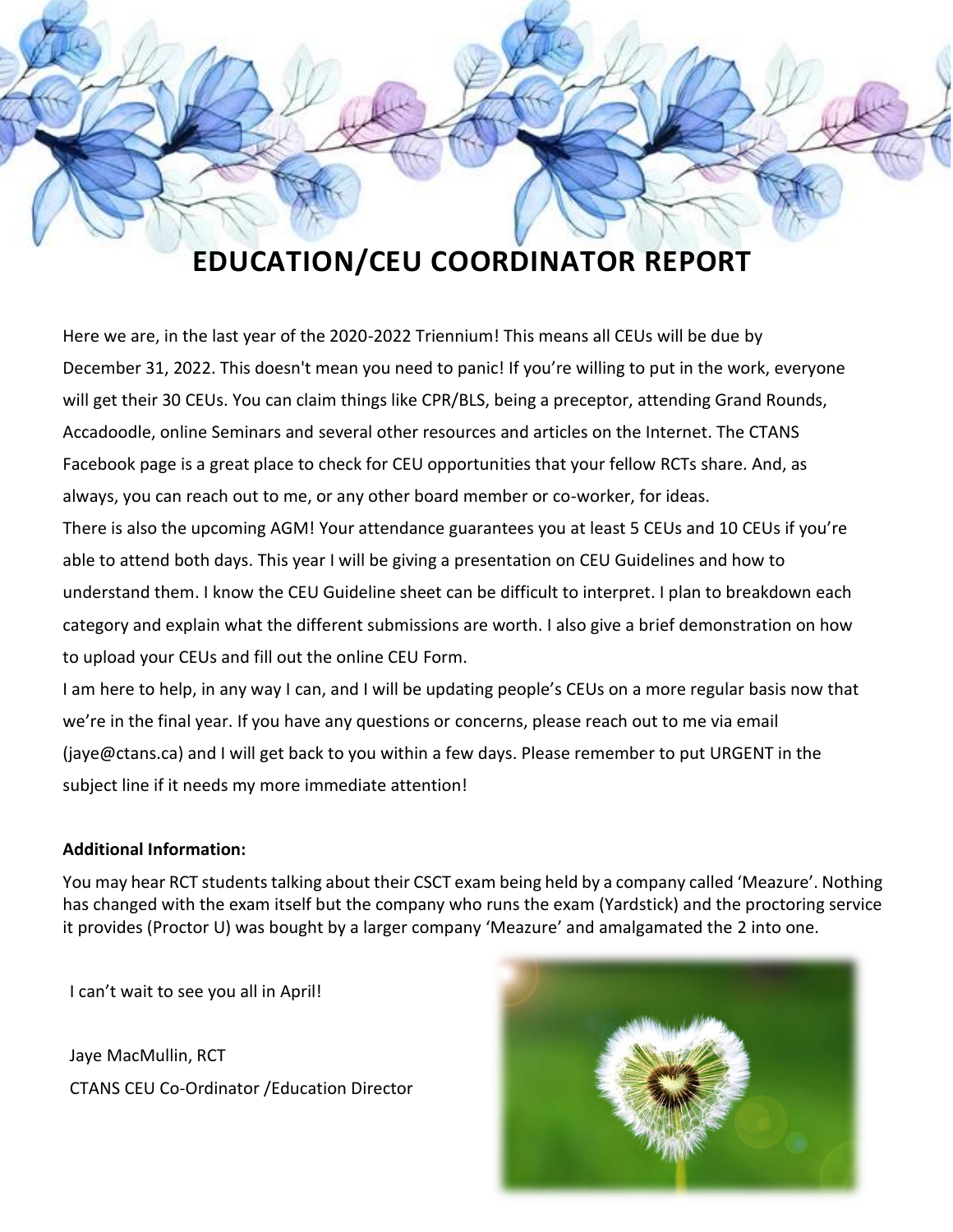# EDUCATION/CEU COORDINATOR REPORT

Here we are, in the last year of the 2020-2022 Triennium! This means all CEUs will be due by December 31, 2022. This doesn't mean you need to panic! If you're willing to put in the work, everyone will get their 30 CEUs. You can claim things like CPR/BLS, being a preceptor, attending Grand Rounds, Accadoodle, online Seminars and several other resources and articles on the Internet. The CTANS Facebook page is a great place to check for CEU opportunities that your fellow RCTs share. And, as always, you can reach out to me, or any other board member or co-worker, for ideas.

There is also the upcoming AGM! Your attendance guarantees you at least 5 CEUs and 10 CEUs if you're able to attend both days. This year I will be giving a presentation on CEU Guidelines and how to understand them. I know the CEU Guideline sheet can be difficult to interpret. I plan to breakdown each category and explain what the different submissions are worth. I also give a brief demonstration on how to upload your CEUs and fill out the online CEU Form.

I am here to help, in any way I can, and I will be updating people's CEUs on a more regular basis now that we're in the final year. If you have any questions or concerns, please reach out to me via email (jaye@ctans.ca) and I will get back to you within a few days. Please remember to put URGENT in the subject line if it needs my more immediate attention!

**Additional Information:**

You may hear RCT students talking about their CSCT exam being held by a company called 'Meazure'. Nothing has changed with the exam itself but the company who runs the exam (Yardstick) and the proctoring service it provides (Proctor U) was bought by a larger company 'Meazure' and amalgamated the 2 into one.

I can't wait to see you all in April!

Jaye MacMullin, RCT
CTANS CEU Co-Ordinator /Education Director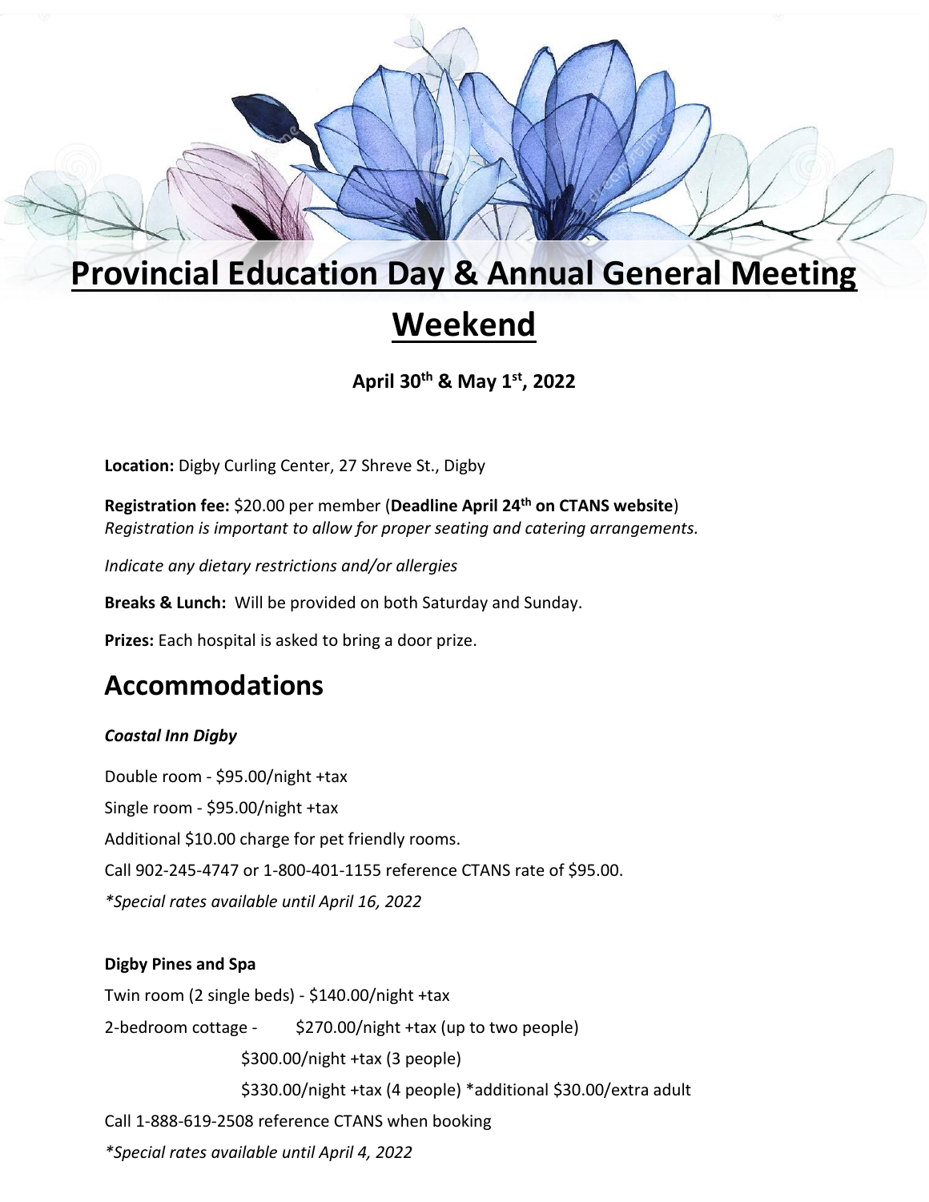# Provincial Education Day & Annual General Meeting Weekend

**April 30th & May 1st, 2022**

**Location:** Digby Curling Center, 27 Shreve St., Digby

**Registration fee:** $20.00 per member (**Deadline April 24th on CTANS website**)
*Registration is important to allow for proper seating and catering arrangements.*

*Indicate any dietary restrictions and/or allergies*

**Breaks & Lunch:** Will be provided on both Saturday and Sunday.

**Prizes:** Each hospital is asked to bring a door prize.

## Accommodations

***Coastal Inn Digby***

Double room - $95.00/night +tax

Single room - $95.00/night +tax

Additional $10.00 charge for pet friendly rooms.

Call 902-245-4747 or 1-800-401-1155 reference CTANS rate of $95.00.

*\*Special rates available until April 16, 2022*

**Digby Pines and Spa**

Twin room (2 single beds) - $140.00/night +tax

2-bedroom cottage - $270.00/night +tax (up to two people)

$300.00/night +tax (3 people)

$330.00/night +tax (4 people) *additional $30.00/extra adult

Call 1-888-619-2508 reference CTANS when booking

*\*Special rates available until April 4, 2022*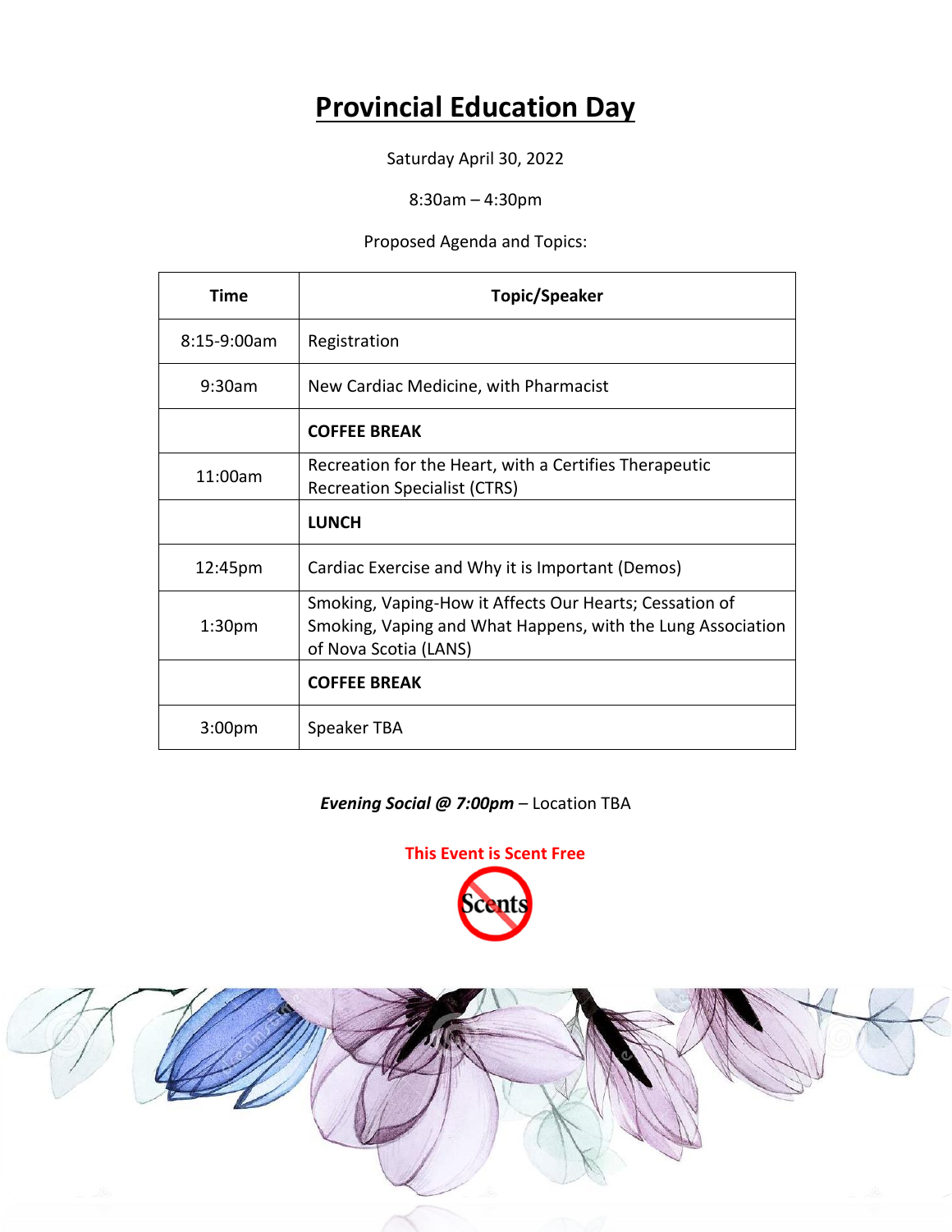# Provincial Education Day

Saturday April 30, 2022

8:30am – 4:30pm

Proposed Agenda and Topics:

| Time | Topic/Speaker |
| --- | --- |
| 8:15-9:00am | Registration |
| 9:30am | New Cardiac Medicine, with Pharmacist |
| | **COFFEE BREAK** |
| 11:00am | Recreation for the Heart, with a Certifies Therapeutic Recreation Specialist (CTRS) |
| | **LUNCH** |
| 12:45pm | Cardiac Exercise and Why it is Important (Demos) |
| 1:30pm | Smoking, Vaping-How it Affects Our Hearts; Cessation of Smoking, Vaping and What Happens, with the Lung Association of Nova Scotia (LANS) |
| | **COFFEE BREAK** |
| 3:00pm | Speaker TBA |

***Evening Social @ 7:00pm*** – Location TBA

**This Event is Scent Free**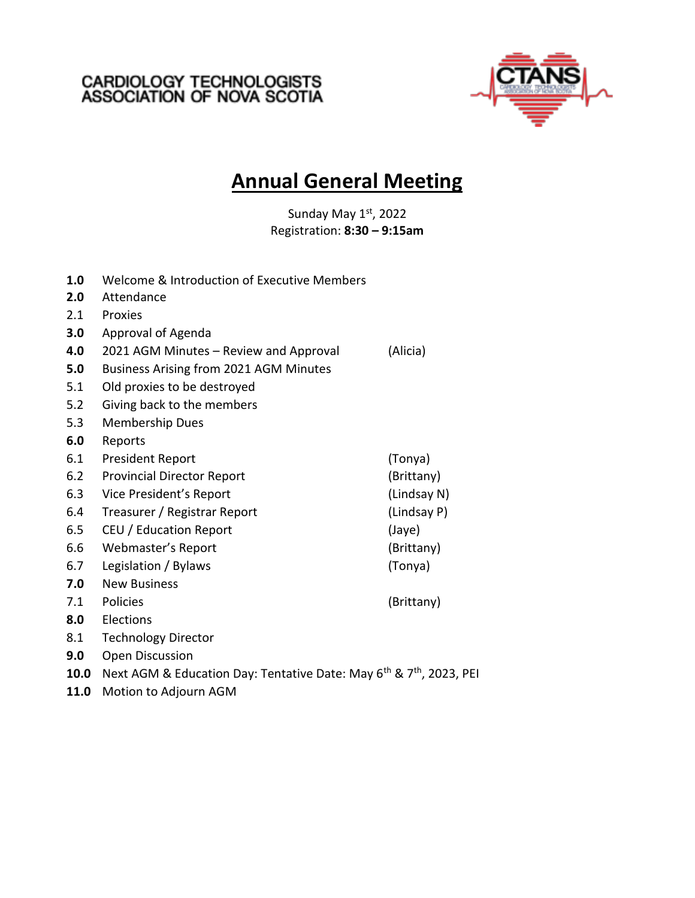CARDIOLOGY TECHNOLOGISTS ASSOCIATION OF NOVA SCOTIA

# Annual General Meeting

Sunday May 1st, 2022
Registration: **8:30 – 9:15am**

| | | |
|---|---|---|
| **1.0** | Welcome & Introduction of Executive Members | |
| **2.0** | Attendance | |
| 2.1 | Proxies | |
| **3.0** | Approval of Agenda | |
| **4.0** | 2021 AGM Minutes – Review and Approval | (Alicia) |
| **5.0** | Business Arising from 2021 AGM Minutes | |
| 5.1 | Old proxies to be destroyed | |
| 5.2 | Giving back to the members | |
| 5.3 | Membership Dues | |
| **6.0** | Reports | |
| 6.1 | President Report | (Tonya) |
| 6.2 | Provincial Director Report | (Brittany) |
| 6.3 | Vice President's Report | (Lindsay N) |
| 6.4 | Treasurer / Registrar Report | (Lindsay P) |
| 6.5 | CEU / Education Report | (Jaye) |
| 6.6 | Webmaster's Report | (Brittany) |
| 6.7 | Legislation / Bylaws | (Tonya) |
| **7.0** | New Business | |
| 7.1 | Policies | (Brittany) |
| **8.0** | Elections | |
| 8.1 | Technology Director | |
| **9.0** | Open Discussion | |
| **10.0** | Next AGM & Education Day: Tentative Date: May 6th & 7th, 2023, PEI | |
| **11.0** | Motion to Adjourn AGM | |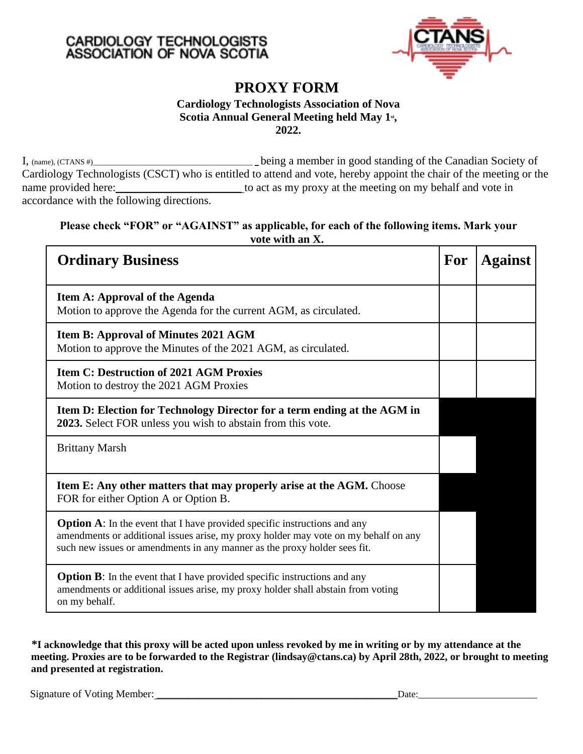CARDIOLOGY TECHNOLOGISTS
ASSOCIATION OF NOVA SCOTIA

# PROXY FORM

**Cardiology Technologists Association of Nova Scotia Annual General Meeting held May 1st, 2022.**

I, (name), (CTANS #)_________________________________ being a member in good standing of the Canadian Society of Cardiology Technologists (CSCT) who is entitled to attend and vote, hereby appoint the chair of the meeting or the name provided here:______________________to act as my proxy at the meeting on my behalf and vote in accordance with the following directions.

**Please check "FOR" or "AGAINST" as applicable, for each of the following items. Mark your vote with an X.**

| **Ordinary Business** | **For** | **Against** |
|---|---|---|
| **Item A: Approval of the Agenda**<br>Motion to approve the Agenda for the current AGM, as circulated. | | |
| **Item B: Approval of Minutes 2021 AGM**<br>Motion to approve the Minutes of the 2021 AGM, as circulated. | | |
| **Item C: Destruction of 2021 AGM Proxies**<br>Motion to destroy the 2021 AGM Proxies | | |
| **Item D: Election for Technology Director for a term ending at the AGM in 2023.** Select FOR unless you wish to abstain from this vote. | | |
| Brittany Marsh | | |
| **Item E: Any other matters that may properly arise at the AGM.** Choose FOR for either Option A or Option B. | | |
| **Option A**: In the event that I have provided specific instructions and any amendments or additional issues arise, my proxy holder may vote on my behalf on any such new issues or amendments in any manner as the proxy holder sees fit. | | |
| **Option B**: In the event that I have provided specific instructions and any amendments or additional issues arise, my proxy holder shall abstain from voting on my behalf. | | |

**\*I acknowledge that this proxy will be acted upon unless revoked by me in writing or by my attendance at the meeting. Proxies are to be forwarded to the Registrar (lindsay@ctans.ca) by April 28th, 2022, or brought to meeting and presented at registration.**

Signature of Voting Member:_______________________________________ Date:______________________